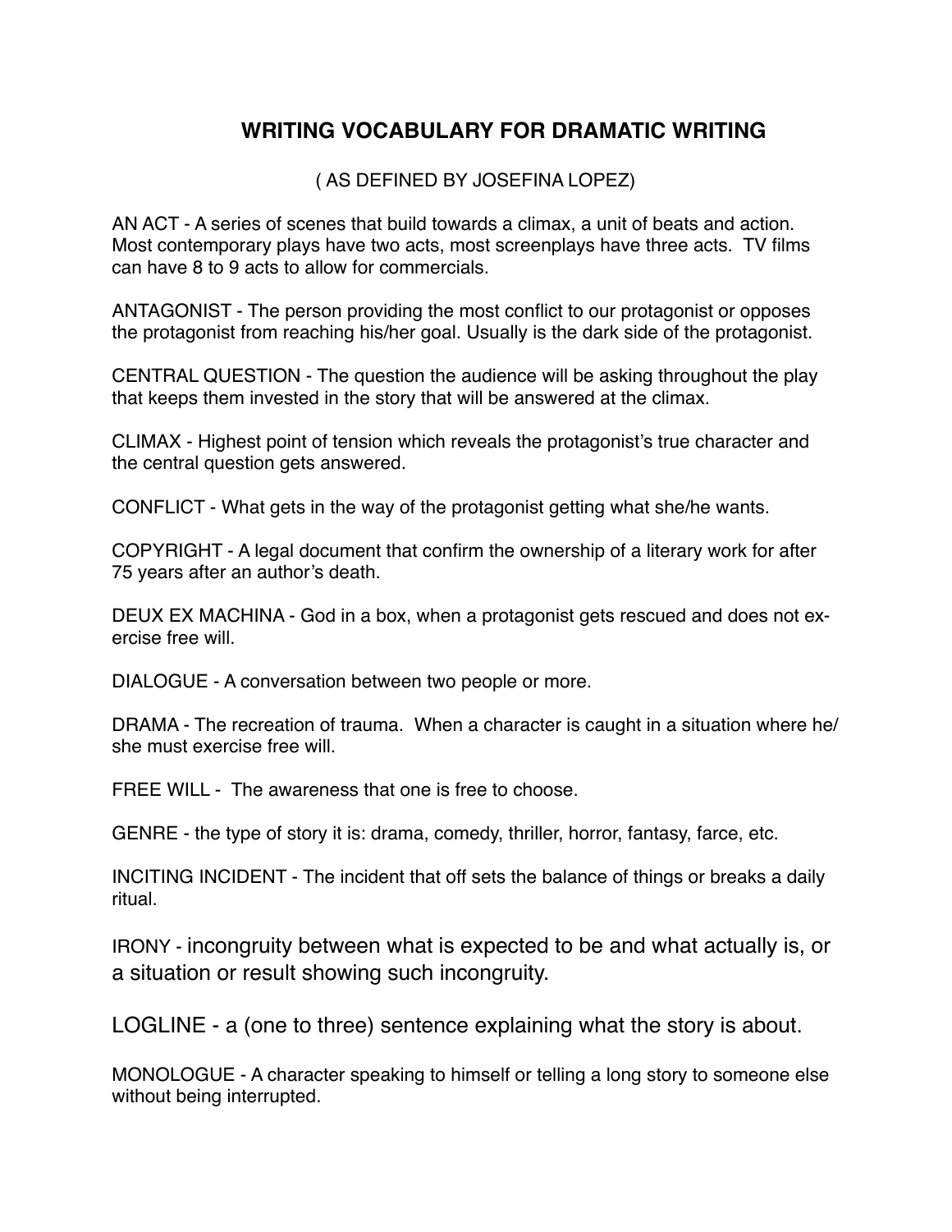# WRITING VOCABULARY FOR DRAMATIC WRITING

( AS DEFINED BY JOSEFINA LOPEZ)

AN ACT - A series of scenes that build towards a climax, a unit of beats and action. Most contemporary plays have two acts, most screenplays have three acts. TV films can have 8 to 9 acts to allow for commercials.

ANTAGONIST - The person providing the most conflict to our protagonist or opposes the protagonist from reaching his/her goal. Usually is the dark side of the protagonist.

CENTRAL QUESTION - The question the audience will be asking throughout the play that keeps them invested in the story that will be answered at the climax.

CLIMAX - Highest point of tension which reveals the protagonist's true character and the central question gets answered.

CONFLICT - What gets in the way of the protagonist getting what she/he wants.

COPYRIGHT - A legal document that confirm the ownership of a literary work for after 75 years after an author's death.

DEUX EX MACHINA - God in a box, when a protagonist gets rescued and does not exercise free will.

DIALOGUE - A conversation between two people or more.

DRAMA - The recreation of trauma. When a character is caught in a situation where he/she must exercise free will.

FREE WILL - The awareness that one is free to choose.

GENRE - the type of story it is: drama, comedy, thriller, horror, fantasy, farce, etc.

INCITING INCIDENT - The incident that off sets the balance of things or breaks a daily ritual.

IRONY - incongruity between what is expected to be and what actually is, or a situation or result showing such incongruity.

LOGLINE - a (one to three) sentence explaining what the story is about.

MONOLOGUE - A character speaking to himself or telling a long story to someone else without being interrupted.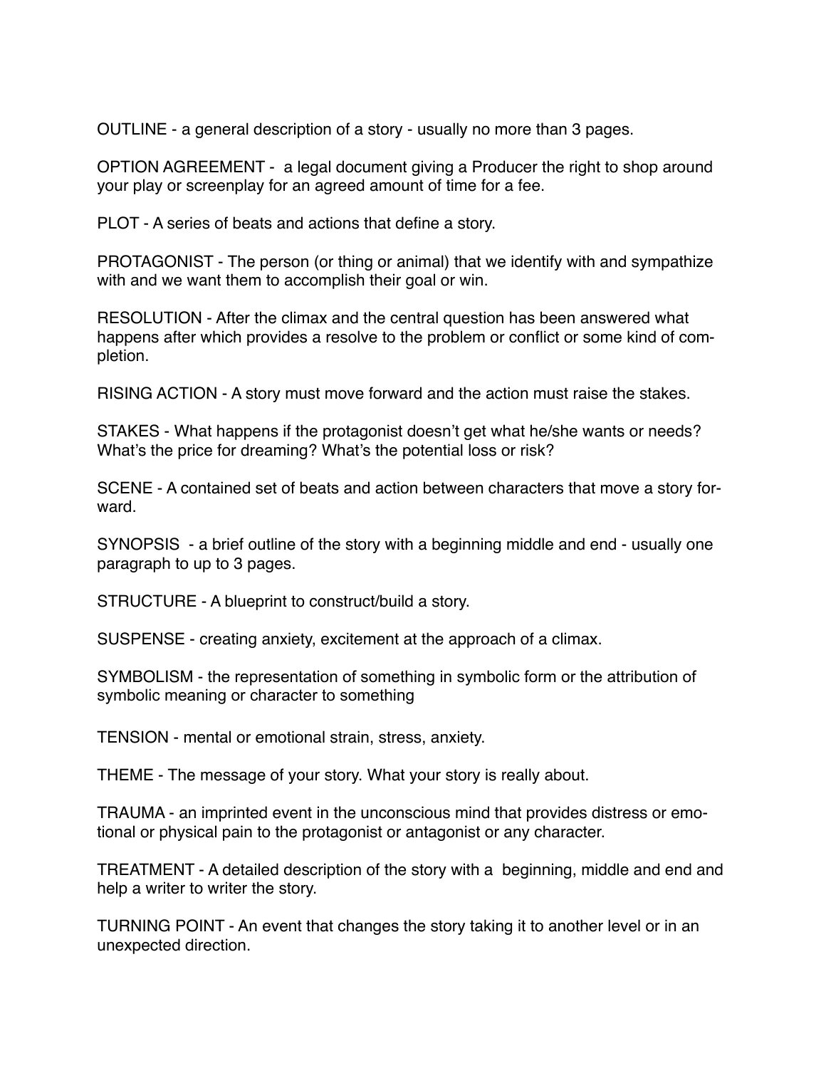OUTLINE - a general description of a story - usually no more than 3 pages.

OPTION AGREEMENT - a legal document giving a Producer the right to shop around your play or screenplay for an agreed amount of time for a fee.

PLOT - A series of beats and actions that define a story.

PROTAGONIST - The person (or thing or animal) that we identify with and sympathize with and we want them to accomplish their goal or win.

RESOLUTION - After the climax and the central question has been answered what happens after which provides a resolve to the problem or conflict or some kind of completion.

RISING ACTION - A story must move forward and the action must raise the stakes.

STAKES - What happens if the protagonist doesn't get what he/she wants or needs? What's the price for dreaming? What's the potential loss or risk?

SCENE - A contained set of beats and action between characters that move a story forward.

SYNOPSIS - a brief outline of the story with a beginning middle and end - usually one paragraph to up to 3 pages.

STRUCTURE - A blueprint to construct/build a story.

SUSPENSE - creating anxiety, excitement at the approach of a climax.

SYMBOLISM - the representation of something in symbolic form or the attribution of symbolic meaning or character to something

TENSION - mental or emotional strain, stress, anxiety.

THEME - The message of your story. What your story is really about.

TRAUMA - an imprinted event in the unconscious mind that provides distress or emotional or physical pain to the protagonist or antagonist or any character.

TREATMENT - A detailed description of the story with a beginning, middle and end and help a writer to writer the story.

TURNING POINT - An event that changes the story taking it to another level or in an unexpected direction.